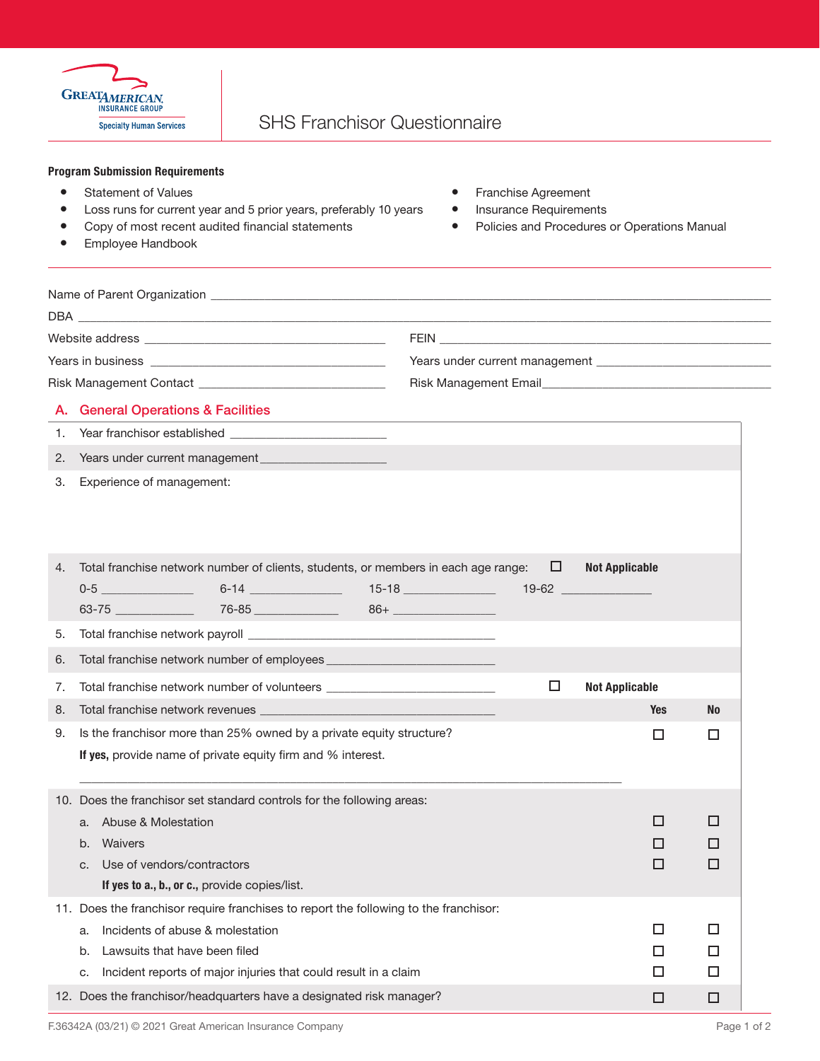Great American Insurance Group
Specialty Human Services

# SHS Franchisor Questionnaire

**Program Submission Requirements**

- Statement of Values
- Loss runs for current year and 5 prior years, preferably 10 years
- Copy of most recent audited financial statements
- Employee Handbook
- Franchise Agreement
- Insurance Requirements
- Policies and Procedures or Operations Manual

Name of Parent Organization ___________________________

DBA ___________________________

Website address ___________________ FEIN ___________________

Years in business ___________________ Years under current management ___________________

Risk Management Contact ___________________ Risk Management Email___________________

## A. General Operations & Facilities

1. Year franchisor established ___________________
2. Years under current management___________________
3. Experience of management:
4. Total franchise network number of clients, students, or members in each age range: ☐ **Not Applicable**

   0-5 __________ 6-14 __________ 15-18 __________ 19-62 __________

   63-75 __________ 76-85 __________ 86+ __________
5. Total franchise network payroll ___________________
6. Total franchise network number of employees ___________________
7. Total franchise network number of volunteers ___________________ ☐ **Not Applicable**
8. Total franchise network revenues ___________________

| | | **Yes** | **No** |
|---|---|---|---|
| 9. | Is the franchisor more than 25% owned by a private equity structure? **If yes,** provide name of private equity firm and % interest. ___________________ | ☐ | ☐ |
| 10. | Does the franchisor set standard controls for the following areas: | | |
| | a. Abuse & Molestation | ☐ | ☐ |
| | b. Waivers | ☐ | ☐ |
| | c. Use of vendors/contractors | ☐ | ☐ |
| | **If yes to a., b., or c.,** provide copies/list. | | |
| 11. | Does the franchisor require franchises to report the following to the franchisor: | | |
| | a. Incidents of abuse & molestation | ☐ | ☐ |
| | b. Lawsuits that have been filed | ☐ | ☐ |
| | c. Incident reports of major injuries that could result in a claim | ☐ | ☐ |
| 12. | Does the franchisor/headquarters have a designated risk manager? | ☐ | ☐ |

F.36342A (03/21) © 2021 Great American Insurance Company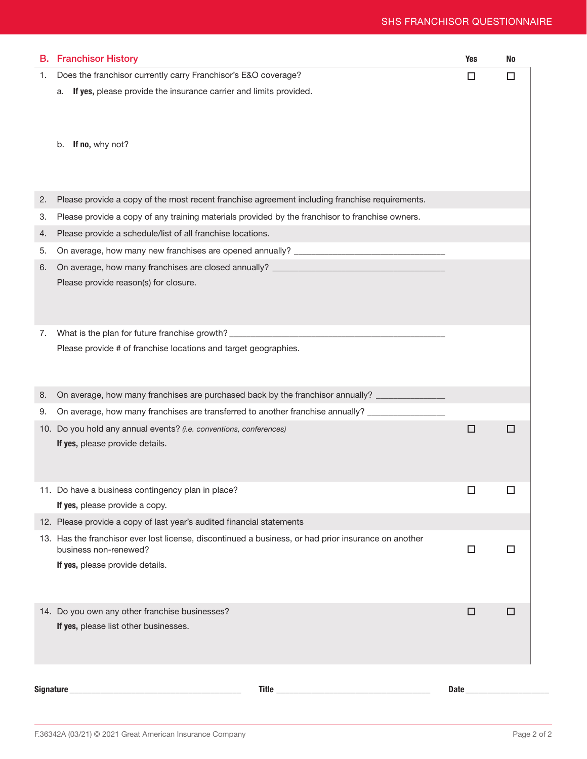## B. Franchisor History

| | | Yes | No |
|---|---|---|---|
| 1. | Does the franchisor currently carry Franchisor's E&O coverage? | ☐ | ☐ |
| | a. **If yes,** please provide the insurance carrier and limits provided. | | |
| | b. **If no,** why not? | | |
| 2. | Please provide a copy of the most recent franchise agreement including franchise requirements. | | |
| 3. | Please provide a copy of any training materials provided by the franchisor to franchise owners. | | |
| 4. | Please provide a schedule/list of all franchise locations. | | |
| 5. | On average, how many new franchises are opened annually? _______________ | | |
| 6. | On average, how many franchises are closed annually? _______________ Please provide reason(s) for closure. | | |
| 7. | What is the plan for future franchise growth? _______________ Please provide # of franchise locations and target geographies. | | |
| 8. | On average, how many franchises are purchased back by the franchisor annually? _______________ | | |
| 9. | On average, how many franchises are transferred to another franchise annually? _______________ | | |
| 10. | Do you hold any annual events? *(i.e. conventions, conferences)* **If yes,** please provide details. | ☐ | ☐ |
| 11. | Do have a business contingency plan in place? **If yes,** please provide a copy. | ☐ | ☐ |
| 12. | Please provide a copy of last year's audited financial statements | | |
| 13. | Has the franchisor ever lost license, discontinued a business, or had prior insurance on another business non-renewed? **If yes,** please provide details. | ☐ | ☐ |
| 14. | Do you own any other franchise businesses? **If yes,** please list other businesses. | ☐ | ☐ |

**Signature** _______________ **Title** _______________ **Date** _______________

F.36342A (03/21) © 2021 Great American Insurance Company